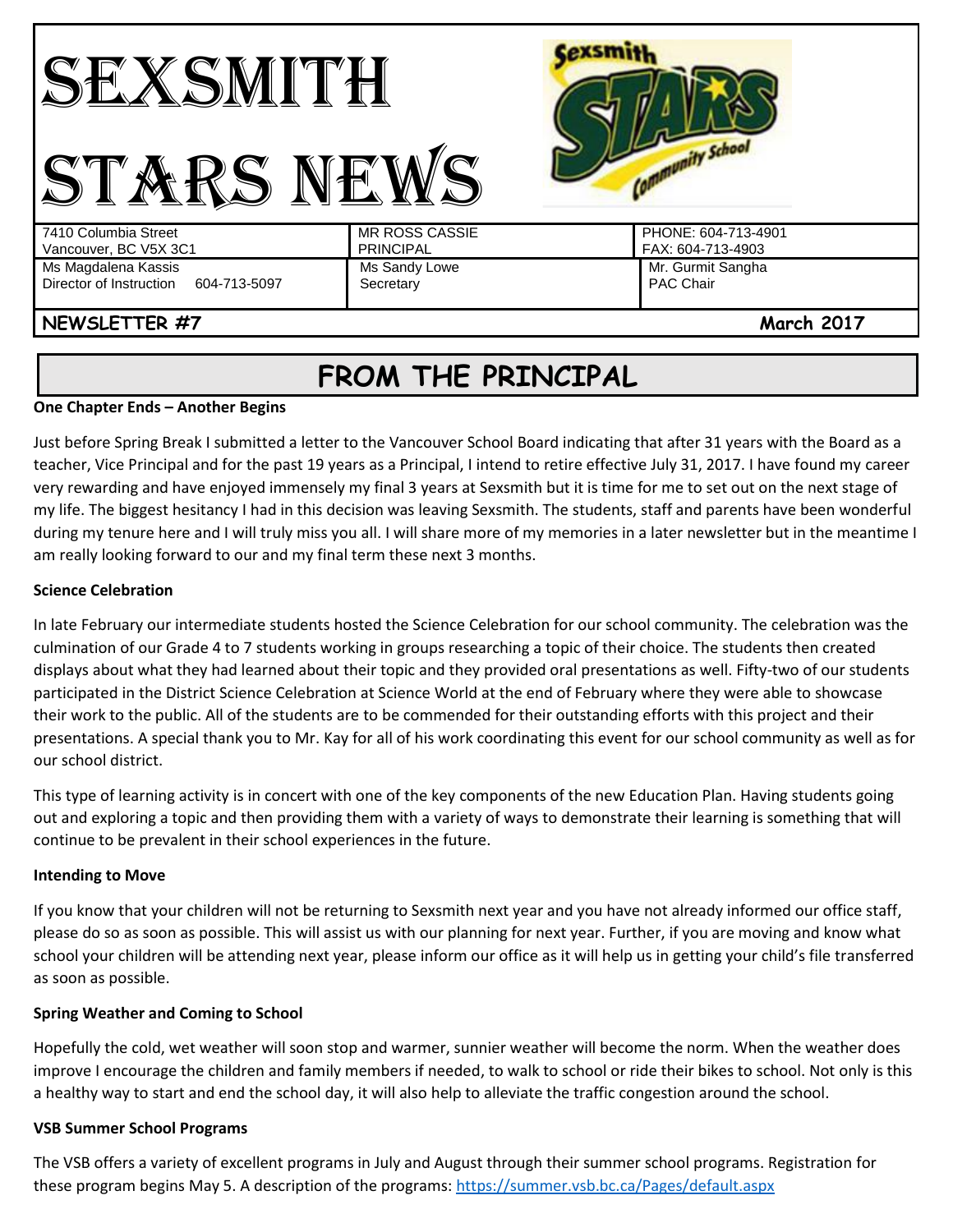# SEXSMITH STARS NEWS

| | | |
|---|---|---|
| 7410 Columbia Street<br>Vancouver, BC V5X 3C1 | MR ROSS CASSIE<br>PRINCIPAL | PHONE: 604-713-4901<br>FAX: 604-713-4903 |
| Ms Magdalena Kassis<br>Director of Instruction 604-713-5097 | Ms Sandy Lowe<br>Secretary | Mr. Gurmit Sangha<br>PAC Chair |

**NEWSLETTER #7** **March 2017**

## FROM THE PRINCIPAL

**One Chapter Ends – Another Begins**

Just before Spring Break I submitted a letter to the Vancouver School Board indicating that after 31 years with the Board as a teacher, Vice Principal and for the past 19 years as a Principal, I intend to retire effective July 31, 2017. I have found my career very rewarding and have enjoyed immensely my final 3 years at Sexsmith but it is time for me to set out on the next stage of my life. The biggest hesitancy I had in this decision was leaving Sexsmith. The students, staff and parents have been wonderful during my tenure here and I will truly miss you all. I will share more of my memories in a later newsletter but in the meantime I am really looking forward to our and my final term these next 3 months.

**Science Celebration**

In late February our intermediate students hosted the Science Celebration for our school community. The celebration was the culmination of our Grade 4 to 7 students working in groups researching a topic of their choice. The students then created displays about what they had learned about their topic and they provided oral presentations as well. Fifty-two of our students participated in the District Science Celebration at Science World at the end of February where they were able to showcase their work to the public. All of the students are to be commended for their outstanding efforts with this project and their presentations. A special thank you to Mr. Kay for all of his work coordinating this event for our school community as well as for our school district.

This type of learning activity is in concert with one of the key components of the new Education Plan. Having students going out and exploring a topic and then providing them with a variety of ways to demonstrate their learning is something that will continue to be prevalent in their school experiences in the future.

**Intending to Move**

If you know that your children will not be returning to Sexsmith next year and you have not already informed our office staff, please do so as soon as possible. This will assist us with our planning for next year. Further, if you are moving and know what school your children will be attending next year, please inform our office as it will help us in getting your child's file transferred as soon as possible.

**Spring Weather and Coming to School**

Hopefully the cold, wet weather will soon stop and warmer, sunnier weather will become the norm. When the weather does improve I encourage the children and family members if needed, to walk to school or ride their bikes to school. Not only is this a healthy way to start and end the school day, it will also help to alleviate the traffic congestion around the school.

**VSB Summer School Programs**

The VSB offers a variety of excellent programs in July and August through their summer school programs. Registration for these program begins May 5. A description of the programs: https://summer.vsb.bc.ca/Pages/default.aspx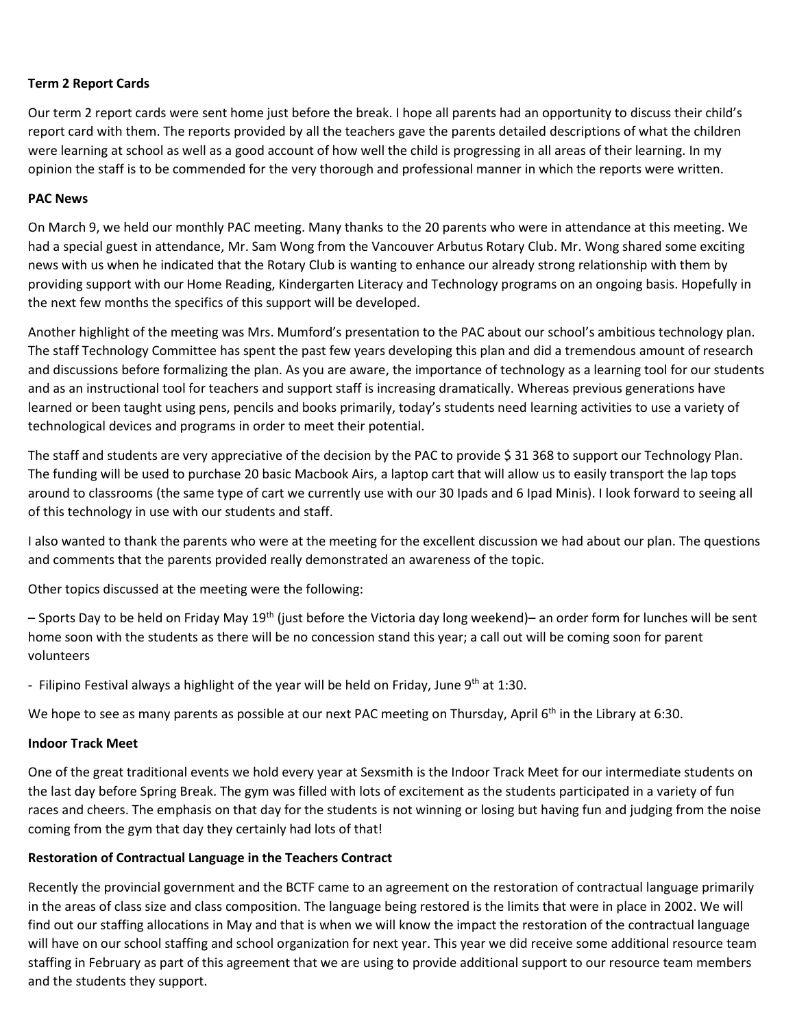**Term 2 Report Cards**

Our term 2 report cards were sent home just before the break. I hope all parents had an opportunity to discuss their child's report card with them. The reports provided by all the teachers gave the parents detailed descriptions of what the children were learning at school as well as a good account of how well the child is progressing in all areas of their learning. In my opinion the staff is to be commended for the very thorough and professional manner in which the reports were written.

**PAC News**

On March 9, we held our monthly PAC meeting. Many thanks to the 20 parents who were in attendance at this meeting. We had a special guest in attendance, Mr. Sam Wong from the Vancouver Arbutus Rotary Club. Mr. Wong shared some exciting news with us when he indicated that the Rotary Club is wanting to enhance our already strong relationship with them by providing support with our Home Reading, Kindergarten Literacy and Technology programs on an ongoing basis. Hopefully in the next few months the specifics of this support will be developed.

Another highlight of the meeting was Mrs. Mumford's presentation to the PAC about our school's ambitious technology plan. The staff Technology Committee has spent the past few years developing this plan and did a tremendous amount of research and discussions before formalizing the plan. As you are aware, the importance of technology as a learning tool for our students and as an instructional tool for teachers and support staff is increasing dramatically. Whereas previous generations have learned or been taught using pens, pencils and books primarily, today's students need learning activities to use a variety of technological devices and programs in order to meet their potential.

The staff and students are very appreciative of the decision by the PAC to provide $ 31 368 to support our Technology Plan. The funding will be used to purchase 20 basic Macbook Airs, a laptop cart that will allow us to easily transport the lap tops around to classrooms (the same type of cart we currently use with our 30 Ipads and 6 Ipad Minis). I look forward to seeing all of this technology in use with our students and staff.

I also wanted to thank the parents who were at the meeting for the excellent discussion we had about our plan. The questions and comments that the parents provided really demonstrated an awareness of the topic.

Other topics discussed at the meeting were the following:

– Sports Day to be held on Friday May 19th (just before the Victoria day long weekend)– an order form for lunches will be sent home soon with the students as there will be no concession stand this year; a call out will be coming soon for parent volunteers

- Filipino Festival always a highlight of the year will be held on Friday, June 9th at 1:30.

We hope to see as many parents as possible at our next PAC meeting on Thursday, April 6th in the Library at 6:30.

**Indoor Track Meet**

One of the great traditional events we hold every year at Sexsmith is the Indoor Track Meet for our intermediate students on the last day before Spring Break. The gym was filled with lots of excitement as the students participated in a variety of fun races and cheers. The emphasis on that day for the students is not winning or losing but having fun and judging from the noise coming from the gym that day they certainly had lots of that!

**Restoration of Contractual Language in the Teachers Contract**

Recently the provincial government and the BCTF came to an agreement on the restoration of contractual language primarily in the areas of class size and class composition. The language being restored is the limits that were in place in 2002. We will find out our staffing allocations in May and that is when we will know the impact the restoration of the contractual language will have on our school staffing and school organization for next year. This year we did receive some additional resource team staffing in February as part of this agreement that we are using to provide additional support to our resource team members and the students they support.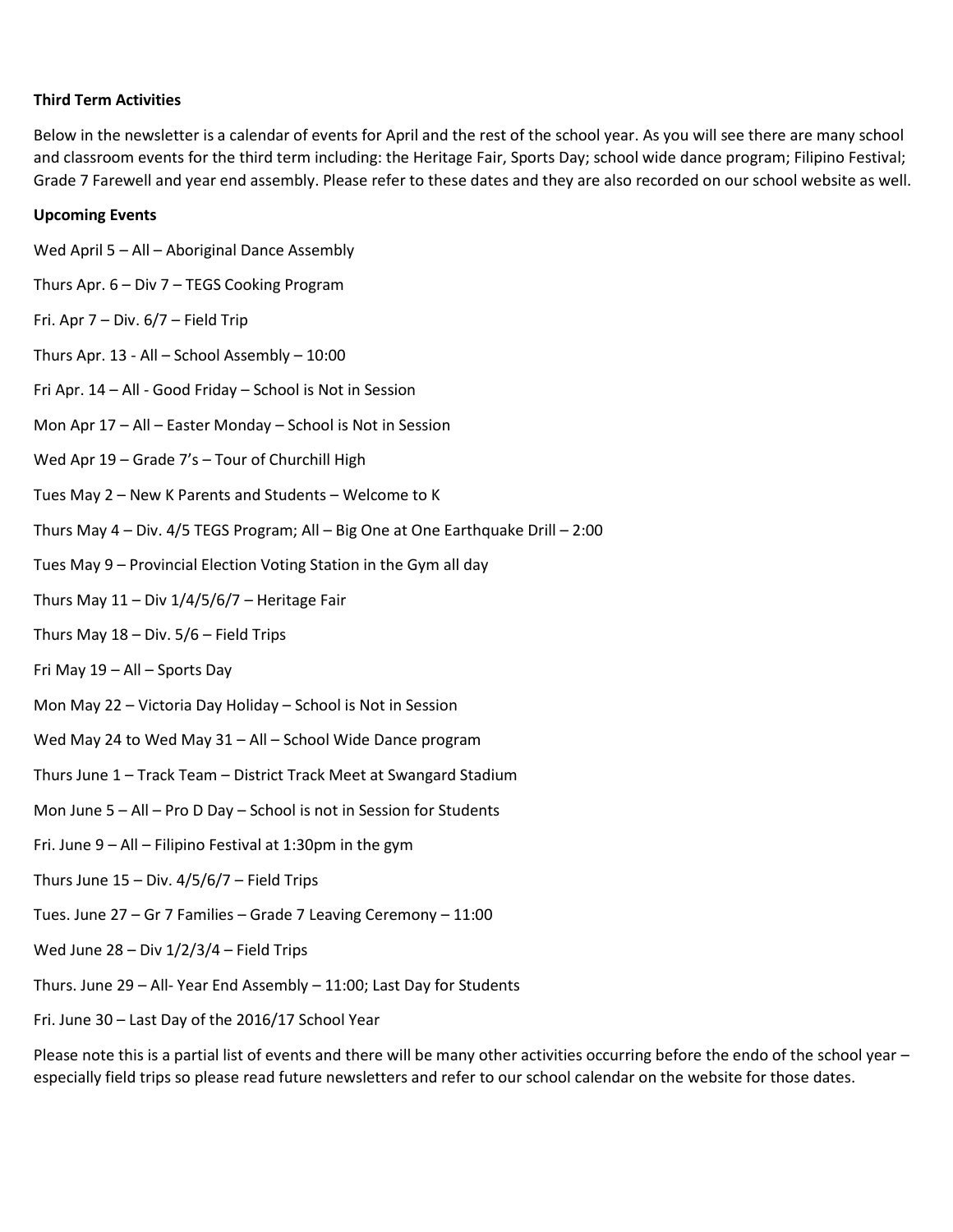**Third Term Activities**

Below in the newsletter is a calendar of events for April and the rest of the school year. As you will see there are many school and classroom events for the third term including: the Heritage Fair, Sports Day; school wide dance program; Filipino Festival; Grade 7 Farewell and year end assembly. Please refer to these dates and they are also recorded on our school website as well.

**Upcoming Events**

Wed April 5 – All – Aboriginal Dance Assembly

Thurs Apr. 6 – Div 7 – TEGS Cooking Program

Fri. Apr 7 – Div. 6/7 – Field Trip

Thurs Apr. 13 - All – School Assembly – 10:00

Fri Apr. 14 – All - Good Friday – School is Not in Session

Mon Apr 17 – All – Easter Monday – School is Not in Session

Wed Apr 19 – Grade 7's – Tour of Churchill High

Tues May 2 – New K Parents and Students – Welcome to K

Thurs May 4 – Div. 4/5 TEGS Program; All – Big One at One Earthquake Drill – 2:00

Tues May 9 – Provincial Election Voting Station in the Gym all day

Thurs May 11 – Div 1/4/5/6/7 – Heritage Fair

Thurs May 18 – Div. 5/6 – Field Trips

Fri May 19 – All – Sports Day

Mon May 22 – Victoria Day Holiday – School is Not in Session

Wed May 24 to Wed May 31 – All – School Wide Dance program

Thurs June 1 – Track Team – District Track Meet at Swangard Stadium

Mon June 5 – All – Pro D Day – School is not in Session for Students

Fri. June 9 – All – Filipino Festival at 1:30pm in the gym

Thurs June 15 – Div. 4/5/6/7 – Field Trips

Tues. June 27 – Gr 7 Families – Grade 7 Leaving Ceremony – 11:00

Wed June 28 – Div 1/2/3/4 – Field Trips

Thurs. June 29 – All- Year End Assembly – 11:00; Last Day for Students

Fri. June 30 – Last Day of the 2016/17 School Year

Please note this is a partial list of events and there will be many other activities occurring before the endo of the school year – especially field trips so please read future newsletters and refer to our school calendar on the website for those dates.